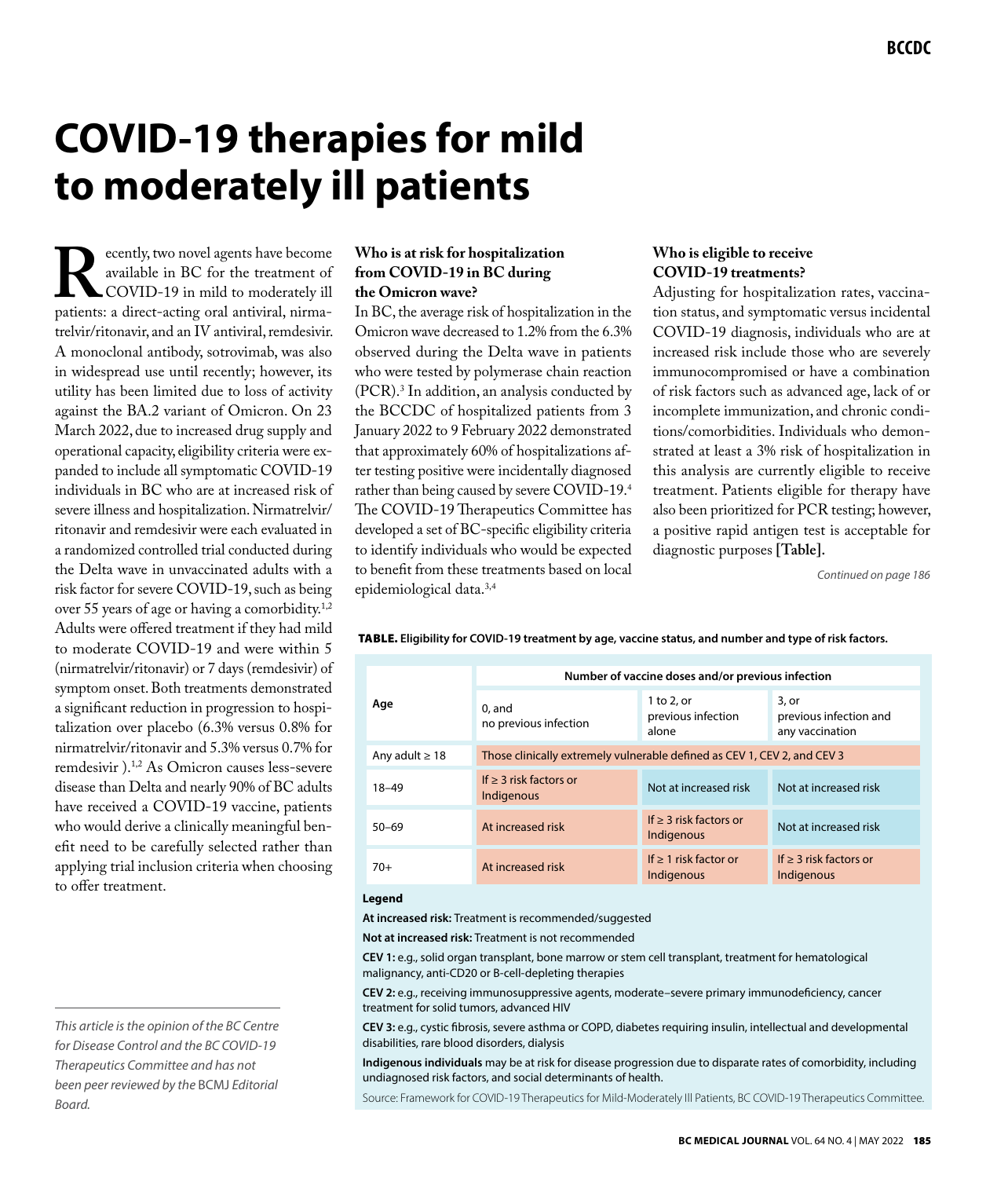# COVID-19 therapies for mild to moderately ill patients

Recently, two novel agents have become available in BC for the treatment of COVID-19 in mild to moderately ill patients: a direct-acting oral antiviral, nirmatrelvir/ritonavir, and an IV antiviral, remdesivir. A monoclonal antibody, sotrovimab, was also in widespread use until recently; however, its utility has been limited due to loss of activity against the BA.2 variant of Omicron. On 23 March 2022, due to increased drug supply and operational capacity, eligibility criteria were expanded to include all symptomatic COVID-19 individuals in BC who are at increased risk of severe illness and hospitalization. Nirmatrelvir/ritonavir and remdesivir were each evaluated in a randomized controlled trial conducted during the Delta wave in unvaccinated adults with a risk factor for severe COVID-19, such as being over 55 years of age or having a comorbidity.[1,2] Adults were offered treatment if they had mild to moderate COVID-19 and were within 5 (nirmatrelvir/ritonavir) or 7 days (remdesivir) of symptom onset. Both treatments demonstrated a significant reduction in progression to hospitalization over placebo (6.3% versus 0.8% for nirmatrelvir/ritonavir and 5.3% versus 0.7% for remdesivir ).[1,2] As Omicron causes less-severe disease than Delta and nearly 90% of BC adults have received a COVID-19 vaccine, patients who would derive a clinically meaningful benefit need to be carefully selected rather than applying trial inclusion criteria when choosing to offer treatment.

*This article is the opinion of the BC Centre for Disease Control and the BC COVID-19 Therapeutics Committee and has not been peer reviewed by the* BCMJ *Editorial Board.*

### Who is at risk for hospitalization from COVID-19 in BC during the Omicron wave?

In BC, the average risk of hospitalization in the Omicron wave decreased to 1.2% from the 6.3% observed during the Delta wave in patients who were tested by polymerase chain reaction (PCR).[3] In addition, an analysis conducted by the BCCDC of hospitalized patients from 3 January 2022 to 9 February 2022 demonstrated that approximately 60% of hospitalizations after testing positive were incidentally diagnosed rather than being caused by severe COVID-19.[4] The COVID-19 Therapeutics Committee has developed a set of BC-specific eligibility criteria to identify individuals who would be expected to benefit from these treatments based on local epidemiological data.[3,4]

### Who is eligible to receive COVID-19 treatments?

Adjusting for hospitalization rates, vaccination status, and symptomatic versus incidental COVID-19 diagnosis, individuals who are at increased risk include those who are severely immunocompromised or have a combination of risk factors such as advanced age, lack of or incomplete immunization, and chronic conditions/comorbidities. Individuals who demonstrated at least a 3% risk of hospitalization in this analysis are currently eligible to receive treatment. Patients eligible for therapy have also been prioritized for PCR testing; however, a positive rapid antigen test is acceptable for diagnostic purposes **[Table]**.

*Continued on page 186*

**TABLE. Eligibility for COVID-19 treatment by age, vaccine status, and number and type of risk factors.**

| Age | Number of vaccine doses and/or previous infection | | |
|---|---|---|---|
| | 0, and no previous infection | 1 to 2, or previous infection alone | 3, or previous infection and any vaccination |
| Any adult ≥ 18 | Those clinically extremely vulnerable defined as CEV 1, CEV 2, and CEV 3 | | |
| 18–49 | If ≥ 3 risk factors or Indigenous | Not at increased risk | Not at increased risk |
| 50–69 | At increased risk | If ≥ 3 risk factors or Indigenous | Not at increased risk |
| 70+ | At increased risk | If ≥ 1 risk factor or Indigenous | If ≥ 3 risk factors or Indigenous |

**Legend**

**At increased risk:** Treatment is recommended/suggested

**Not at increased risk:** Treatment is not recommended

**CEV 1:** e.g., solid organ transplant, bone marrow or stem cell transplant, treatment for hematological malignancy, anti-CD20 or B-cell-depleting therapies

**CEV 2:** e.g., receiving immunosuppressive agents, moderate–severe primary immunodeficiency, cancer treatment for solid tumors, advanced HIV

**CEV 3:** e.g., cystic fibrosis, severe asthma or COPD, diabetes requiring insulin, intellectual and developmental disabilities, rare blood disorders, dialysis

**Indigenous individuals** may be at risk for disease progression due to disparate rates of comorbidity, including undiagnosed risk factors, and social determinants of health.

Source: Framework for COVID-19 Therapeutics for Mild-Moderately Ill Patients, BC COVID-19 Therapeutics Committee.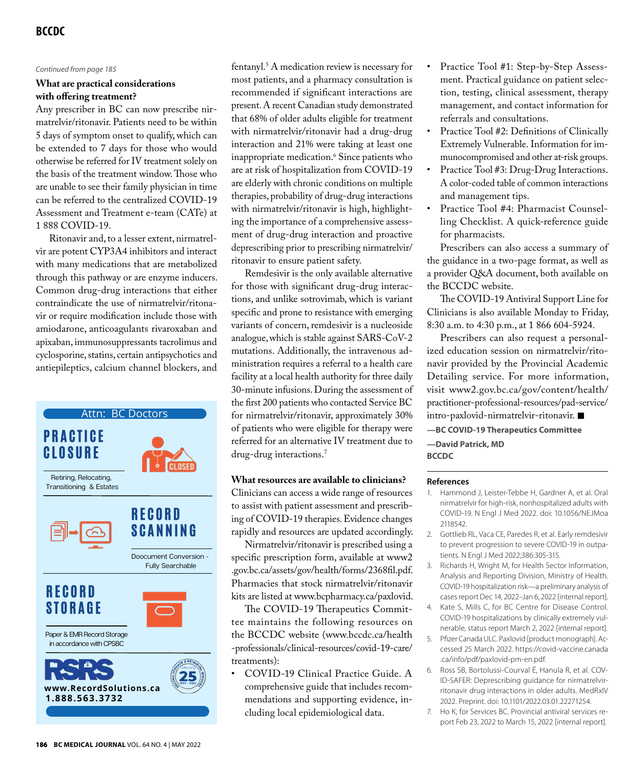*Continued from page 185*

### What are practical considerations with offering treatment?

Any prescriber in BC can now prescribe nirmatrelvir/ritonavir. Patients need to be within 5 days of symptom onset to qualify, which can be extended to 7 days for those who would otherwise be referred for IV treatment solely on the basis of the treatment window. Those who are unable to see their family physician in time can be referred to the centralized COVID-19 Assessment and Treatment e-team (CATe) at 1 888 COVID-19.

Ritonavir and, to a lesser extent, nirmatrelvir are potent CYP3A4 inhibitors and interact with many medications that are metabolized through this pathway or are enzyme inducers. Common drug-drug interactions that either contraindicate the use of nirmatrelvir/ritonavir or require modification include those with amiodarone, anticoagulants rivaroxaban and apixaban, immunosuppressants tacrolimus and cyclosporine, statins, certain antipsychotics and antiepileptics, calcium channel blockers, and fentanyl.[5] A medication review is necessary for most patients, and a pharmacy consultation is recommended if significant interactions are present. A recent Canadian study demonstrated that 68% of older adults eligible for treatment with nirmatrelvir/ritonavir had a drug-drug interaction and 21% were taking at least one inappropriate medication.[6] Since patients who are at risk of hospitalization from COVID-19 are elderly with chronic conditions on multiple therapies, probability of drug-drug interactions with nirmatrelvir/ritonavir is high, highlighting the importance of a comprehensive assessment of drug-drug interaction and proactive deprescribing prior to prescribing nirmatrelvir/ritonavir to ensure patient safety.

Remdesivir is the only available alternative for those with significant drug-drug interactions, and unlike sotrovimab, which is variant specific and prone to resistance with emerging variants of concern, remdesivir is a nucleoside analogue, which is stable against SARS-CoV-2 mutations. Additionally, the intravenous administration requires a referral to a health care facility at a local health authority for three daily 30-minute infusions. During the assessment of the first 200 patients who contacted Service BC for nirmatrelvir/ritonavir, approximately 30% of patients who were eligible for therapy were referred for an alternative IV treatment due to drug-drug interactions.[7]

### What resources are available to clinicians?

Clinicians can access a wide range of resources to assist with patient assessment and prescribing of COVID-19 therapies. Evidence changes rapidly and resources are updated accordingly.

Nirmatrelvir/ritonavir is prescribed using a specific prescription form, available at www2.gov.bc.ca/assets/gov/health/forms/2368fil.pdf. Pharmacies that stock nirmatrelvir/ritonavir kits are listed at www.bcpharmacy.ca/paxlovid.

The COVID-19 Therapeutics Committee maintains the following resources on the BCCDC website (www.bccdc.ca/health-professionals/clinical-resources/covid-19-care/treatments):

- COVID-19 Clinical Practice Guide. A comprehensive guide that includes recommendations and supporting evidence, including local epidemiological data.
- Practice Tool #1: Step-by-Step Assessment. Practical guidance on patient selection, testing, clinical assessment, therapy management, and contact information for referrals and consultations.
- Practice Tool #2: Definitions of Clinically Extremely Vulnerable. Information for immunocompromised and other at-risk groups.
- Practice Tool #3: Drug-Drug Interactions. A color-coded table of common interactions and management tips.
- Practice Tool #4: Pharmacist Counselling Checklist. A quick-reference guide for pharmacists.

Prescribers can also access a summary of the guidance in a two-page format, as well as a provider Q&A document, both available on the BCCDC website.

The COVID-19 Antiviral Support Line for Clinicians is also available Monday to Friday, 8:30 a.m. to 4:30 p.m., at 1 866 604-5924.

Prescribers can also request a personalized education session on nirmatrelvir/ritonavir provided by the Provincial Academic Detailing service. For more information, visit www2.gov.bc.ca/gov/content/health/practitioner-professional-resources/pad-service/intro-paxlovid-nirmatrelvir-ritonavir. ■

**—BC COVID-19 Therapeutics Committee**

**—David Patrick, MD**
**BCCDC**

#### References

1. Hammond J, Leister-Tebbe H, Gardner A, et al. Oral nirmatrelvir for high-risk, nonhospitalized adults with COVID-19. N Engl J Med 2022. doi: 10.1056/NEJMoa2118542.
2. Gottlieb RL, Vaca CE, Paredes R, et al. Early remdesivir to prevent progression to severe COVID-19 in outpatients. N Engl J Med 2022;386:305-315.
3. Richards H, Wright M, for Health Sector Information, Analysis and Reporting Division, Ministry of Health. COVID-19 hospitalization risk—a preliminary analysis of cases report Dec 14, 2022–Jan 6, 2022 [internal report].
4. Kate S, Mills C, for BC Centre for Disease Control. COVID-19 hospitalizations by clinically extremely vulnerable, status report March 2, 2022 [internal report].
5. Pfizer Canada ULC. Paxlovid [product monograph]. Accessed 25 March 2022. https://covid-vaccine.canada.ca/info/pdf/paxlovid-pm-en.pdf.
6. Ross SB, Bortolussi-Courval É, Hanula R, et al. COVID-SAFER: Deprescribing guidance for nirmatrelvir-ritonavir drug interactions in older adults. MedRxIV 2022. Preprint. doi: 10.1101/2022.03.01.22271254.
7. Ho K, for Services BC. Provincial antiviral services report Feb 23, 2022 to March 15, 2022 [internal report].

Attn: BC Doctors

PRACTICE CLOSURE

Retiring, Relocating, Transitioning & Estates

RECORD SCANNING

Doocument Conversion - Fully Searchable

RECORD STORAGE

Paper & EMR Record Storage in accordance with CPSBC

RSRS

www.RecordSolutions.ca
1.888.563.3732